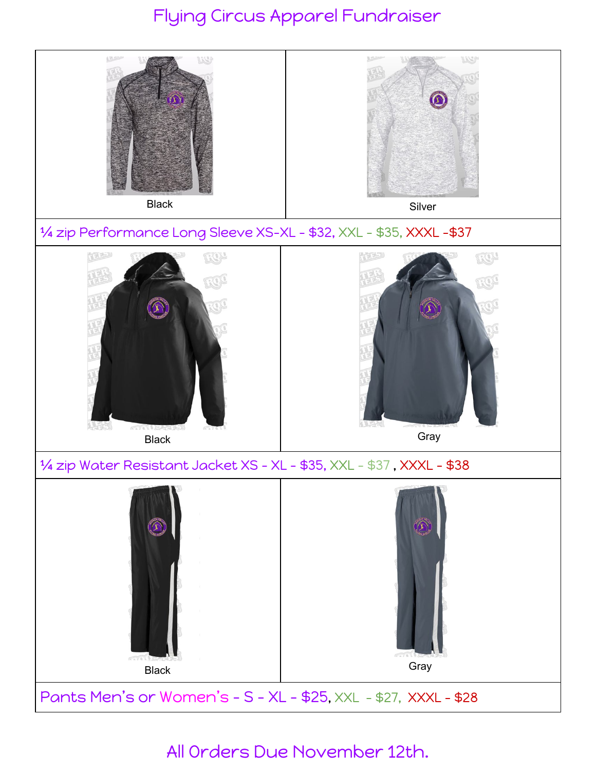# Flying Circus Apparel Fundraiser

| Black | Silver |
| --- | --- |
| ¼ zip Performance Long Sleeve XS-XL - $32, XXL - $35, XXXL -$37 | |

| Black | Gray |
| --- | --- |
| ¼ zip Water Resistant Jacket XS - XL - $35, XXL - $37 , XXXL - $38 | |

| Black | Gray |
| --- | --- |
| Pants Men's or Women's - S - XL - $25, XXL - $27, XXXL - $28 | |

All Orders Due November 12th.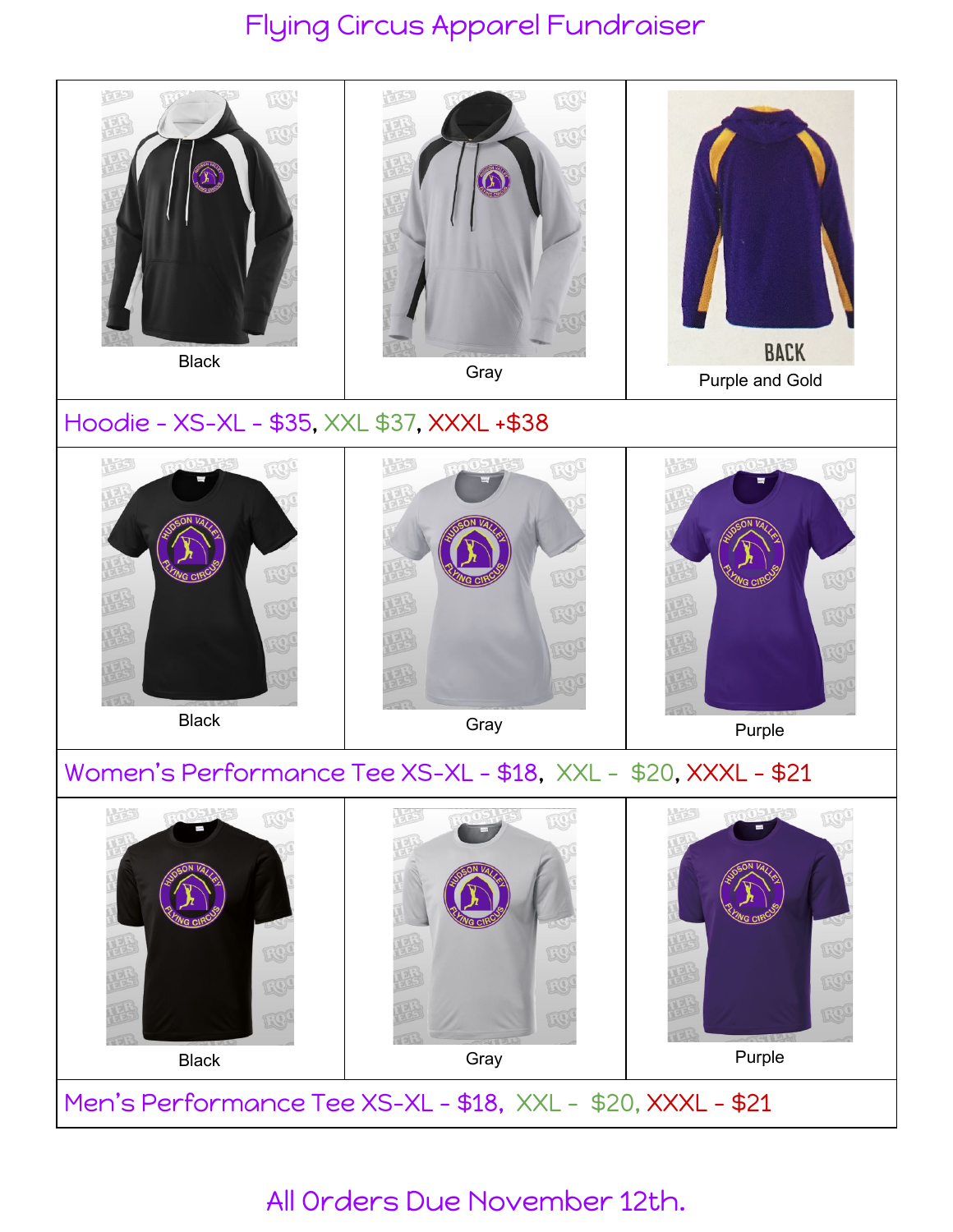# Flying Circus Apparel Fundraiser

| Black | Gray | Purple and Gold |
|---|---|---|
| **Hoodie - XS-XL - $35, XXL $37, XXXL +$38** | | |
| Black | Gray | Purple |
| **Women's Performance Tee XS-XL - $18, XXL - $20, XXXL - $21** | | |
| Black | Gray | Purple |
| **Men's Performance Tee XS-XL - $18, XXL - $20, XXXL - $21** | | |

All Orders Due November 12th.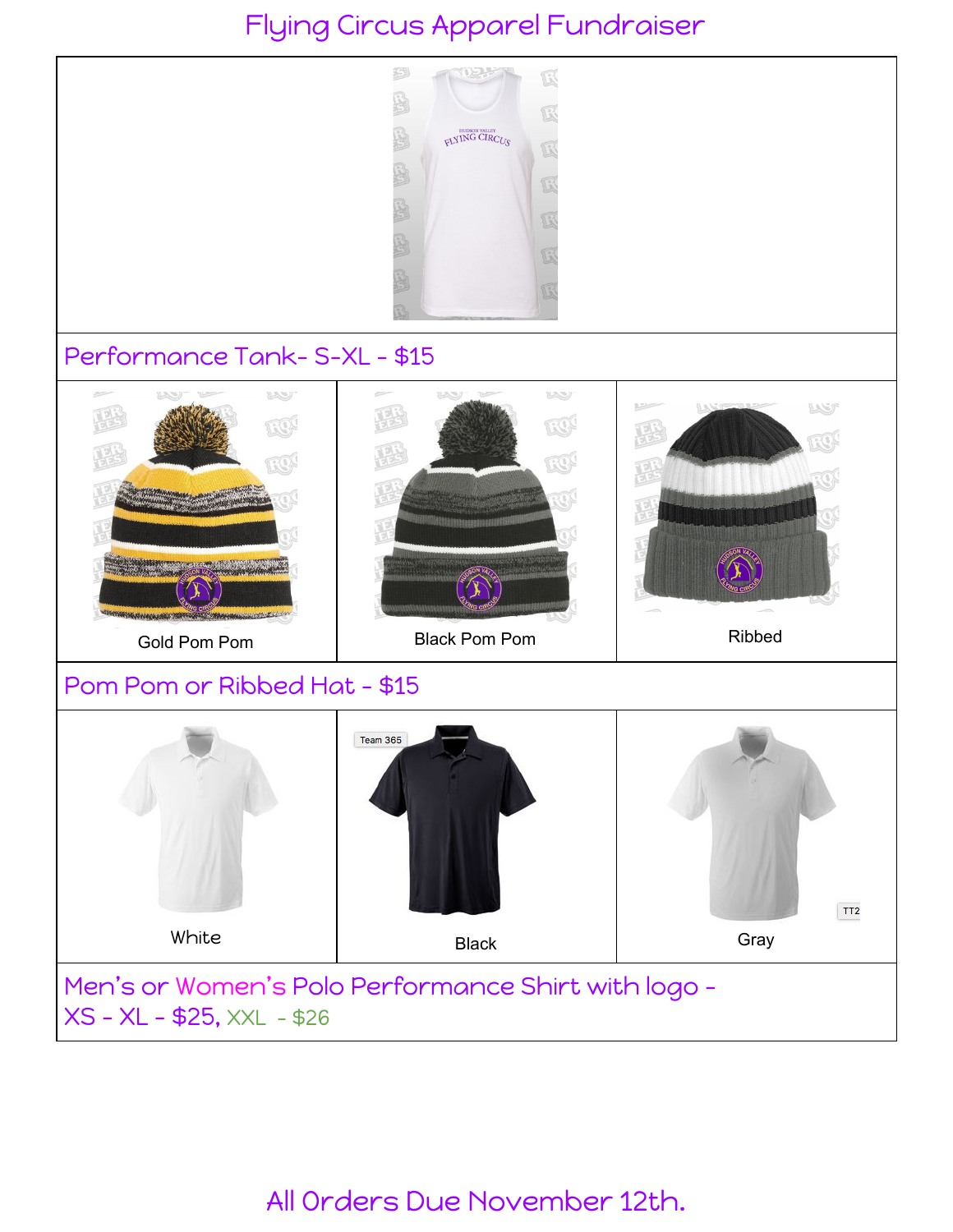# Flying Circus Apparel Fundraiser

Performance Tank- S-XL - $15

| Gold Pom Pom | Black Pom Pom | Ribbed |
|---|---|---|

Pom Pom or Ribbed Hat - $15

| White | Black | Gray |
|---|---|---|

Men's or Women's Polo Performance Shirt with logo -
XS - XL - $25, XXL - $26

All Orders Due November 12th.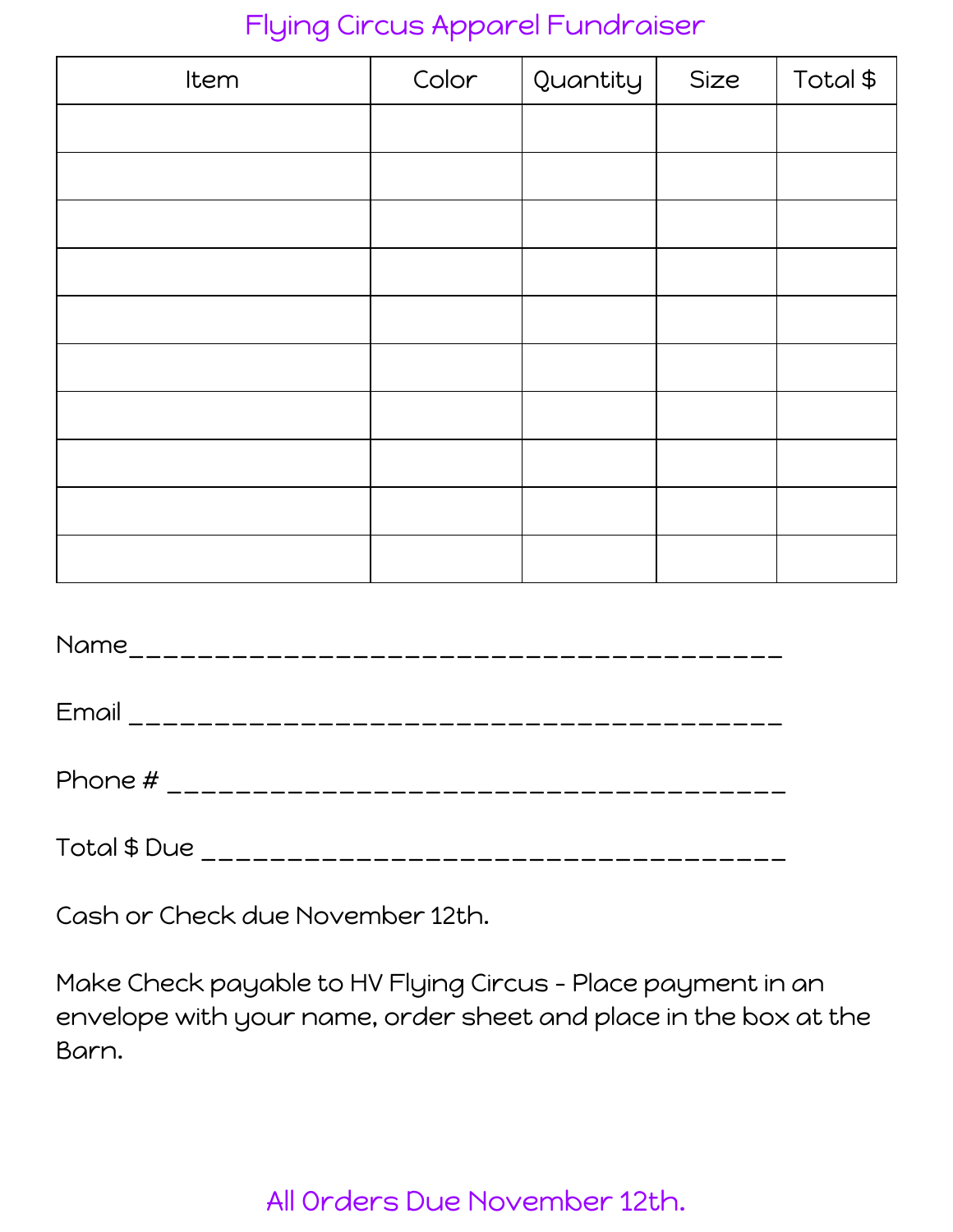# Flying Circus Apparel Fundraiser

| Item | Color | Quantity | Size | Total $ |
| --- | --- | --- | --- | --- |
| | | | | |
| | | | | |
| | | | | |
| | | | | |
| | | | | |
| | | | | |
| | | | | |
| | | | | |
| | | | | |
| | | | | |

Name________________________________________

Email ________________________________________

Phone # _______________________________________

Total $ Due _____________________________________

Cash or Check due November 12th.

Make Check payable to HV Flying Circus - Place payment in an envelope with your name, order sheet and place in the box at the Barn.

All Orders Due November 12th.